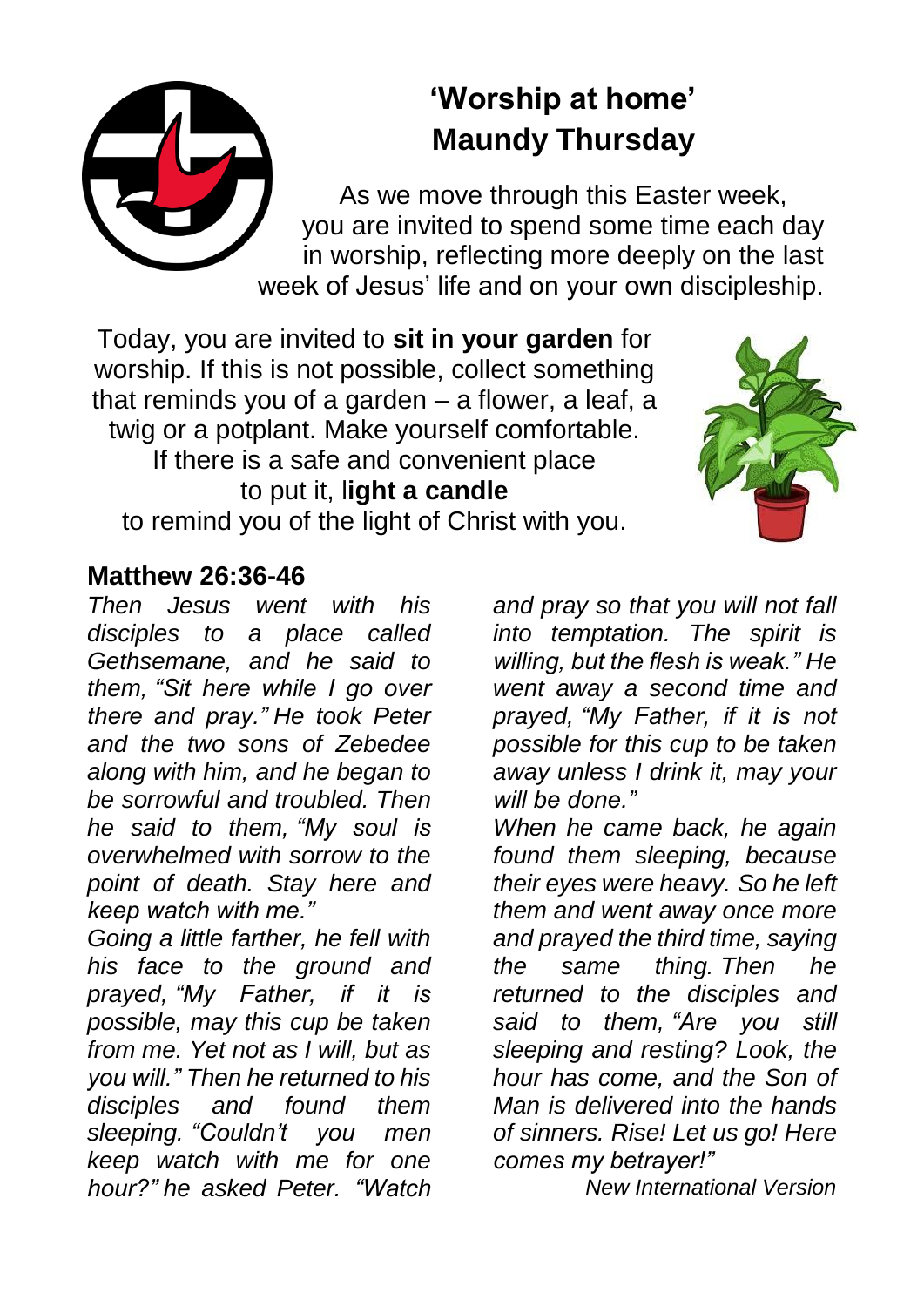# 'Worship at home'
# Maundy Thursday

As we move through this Easter week, you are invited to spend some time each day in worship, reflecting more deeply on the last week of Jesus' life and on your own discipleship.

Today, you are invited to **sit in your garden** for worship. If this is not possible, collect something that reminds you of a garden – a flower, a leaf, a twig or a potplant. Make yourself comfortable. If there is a safe and convenient place to put it, l**ight a candle** to remind you of the light of Christ with you.

## Matthew 26:36-46

*Then Jesus went with his disciples to a place called Gethsemane, and he said to them, "Sit here while I go over there and pray." He took Peter and the two sons of Zebedee along with him, and he began to be sorrowful and troubled. Then he said to them, "My soul is overwhelmed with sorrow to the point of death. Stay here and keep watch with me."*

*Going a little farther, he fell with his face to the ground and prayed, "My Father, if it is possible, may this cup be taken from me. Yet not as I will, but as you will." Then he returned to his disciples and found them sleeping. "Couldn't you men keep watch with me for one hour?" he asked Peter. "Watch and pray so that you will not fall into temptation. The spirit is willing, but the flesh is weak." He went away a second time and prayed, "My Father, if it is not possible for this cup to be taken away unless I drink it, may your will be done."*

*When he came back, he again found them sleeping, because their eyes were heavy. So he left them and went away once more and prayed the third time, saying the same thing. Then he returned to the disciples and said to them, "Are you still sleeping and resting? Look, the hour has come, and the Son of Man is delivered into the hands of sinners. Rise! Let us go! Here comes my betrayer!"*

*New International Version*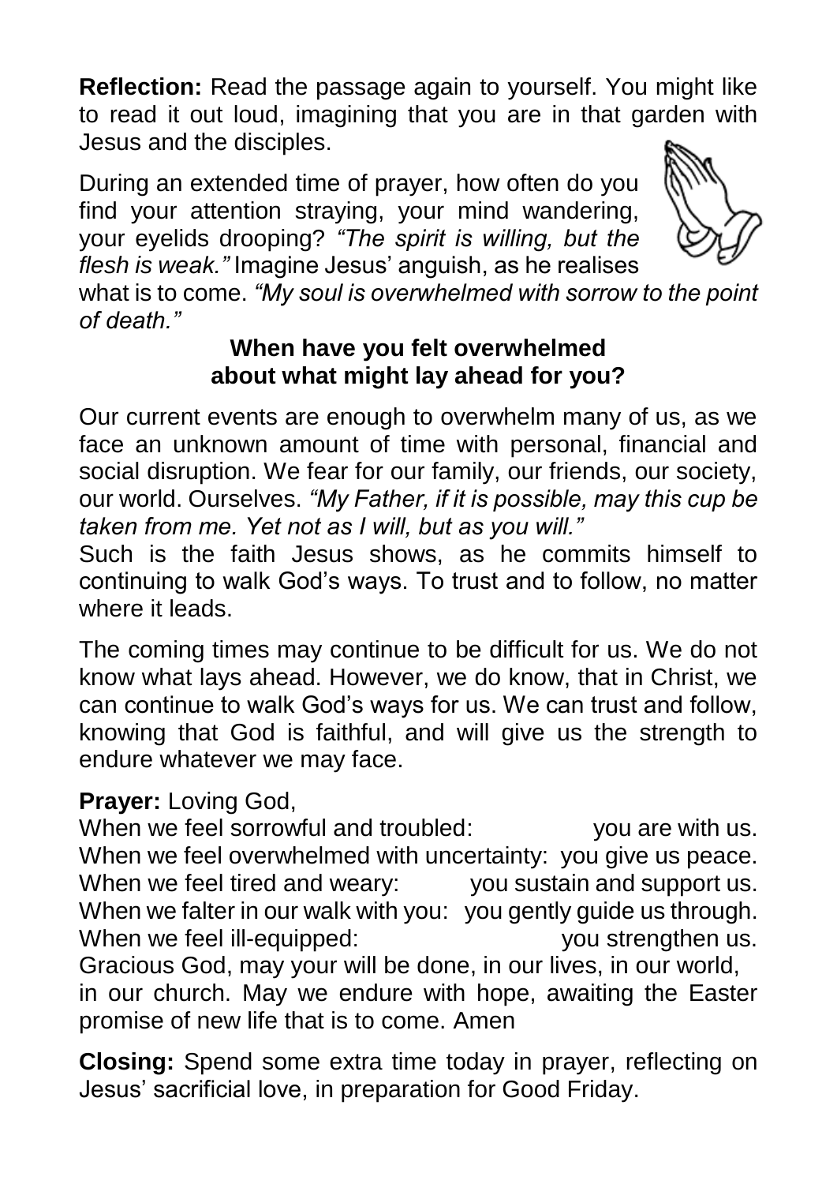**Reflection:** Read the passage again to yourself. You might like to read it out loud, imagining that you are in that garden with Jesus and the disciples.

During an extended time of prayer, how often do you find your attention straying, your mind wandering, your eyelids drooping? *"The spirit is willing, but the flesh is weak."* Imagine Jesus' anguish, as he realises what is to come. *"My soul is overwhelmed with sorrow to the point of death."*

**When have you felt overwhelmed about what might lay ahead for you?**

Our current events are enough to overwhelm many of us, as we face an unknown amount of time with personal, financial and social disruption. We fear for our family, our friends, our society, our world. Ourselves. *"My Father, if it is possible, may this cup be taken from me. Yet not as I will, but as you will."*

Such is the faith Jesus shows, as he commits himself to continuing to walk God's ways. To trust and to follow, no matter where it leads.

The coming times may continue to be difficult for us. We do not know what lays ahead. However, we do know, that in Christ, we can continue to walk God's ways for us. We can trust and follow, knowing that God is faithful, and will give us the strength to endure whatever we may face.

**Prayer:** Loving God,
When we feel sorrowful and troubled: you are with us.
When we feel overwhelmed with uncertainty: you give us peace.
When we feel tired and weary: you sustain and support us.
When we falter in our walk with you: you gently guide us through.
When we feel ill-equipped: you strengthen us.
Gracious God, may your will be done, in our lives, in our world, in our church. May we endure with hope, awaiting the Easter promise of new life that is to come. Amen

**Closing:** Spend some extra time today in prayer, reflecting on Jesus' sacrificial love, in preparation for Good Friday.